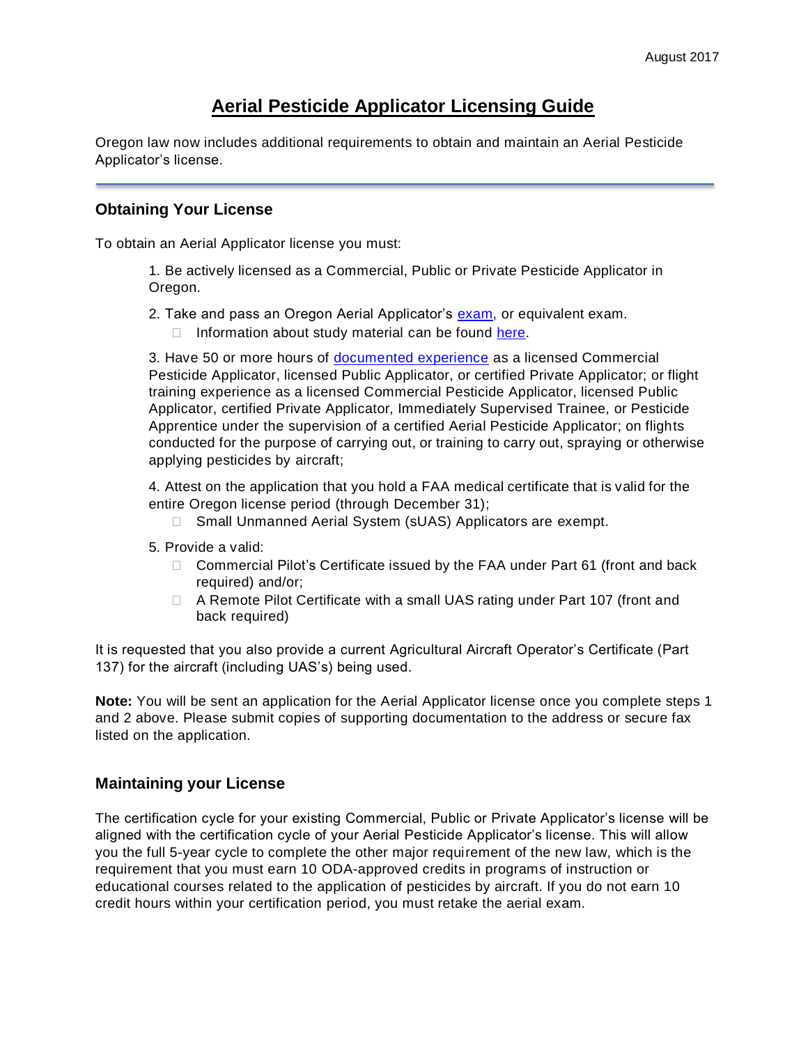August 2017

# Aerial Pesticide Applicator Licensing Guide

Oregon law now includes additional requirements to obtain and maintain an Aerial Pesticide Applicator's license.

## Obtaining Your License

To obtain an Aerial Applicator license you must:

1. Be actively licensed as a Commercial, Public or Private Pesticide Applicator in Oregon.

2. Take and pass an Oregon Aerial Applicator's exam, or equivalent exam.
   - Information about study material can be found here.

3. Have 50 or more hours of documented experience as a licensed Commercial Pesticide Applicator, licensed Public Applicator, or certified Private Applicator; or flight training experience as a licensed Commercial Pesticide Applicator, licensed Public Applicator, certified Private Applicator, Immediately Supervised Trainee, or Pesticide Apprentice under the supervision of a certified Aerial Pesticide Applicator; on flights conducted for the purpose of carrying out, or training to carry out, spraying or otherwise applying pesticides by aircraft;

4. Attest on the application that you hold a FAA medical certificate that is valid for the entire Oregon license period (through December 31);
   - Small Unmanned Aerial System (sUAS) Applicators are exempt.

5. Provide a valid:
   - Commercial Pilot's Certificate issued by the FAA under Part 61 (front and back required) and/or;
   - A Remote Pilot Certificate with a small UAS rating under Part 107 (front and back required)

It is requested that you also provide a current Agricultural Aircraft Operator's Certificate (Part 137) for the aircraft (including UAS's) being used.

**Note:** You will be sent an application for the Aerial Applicator license once you complete steps 1 and 2 above. Please submit copies of supporting documentation to the address or secure fax listed on the application.

## Maintaining your License

The certification cycle for your existing Commercial, Public or Private Applicator's license will be aligned with the certification cycle of your Aerial Pesticide Applicator's license. This will allow you the full 5-year cycle to complete the other major requirement of the new law, which is the requirement that you must earn 10 ODA-approved credits in programs of instruction or educational courses related to the application of pesticides by aircraft. If you do not earn 10 credit hours within your certification period, you must retake the aerial exam.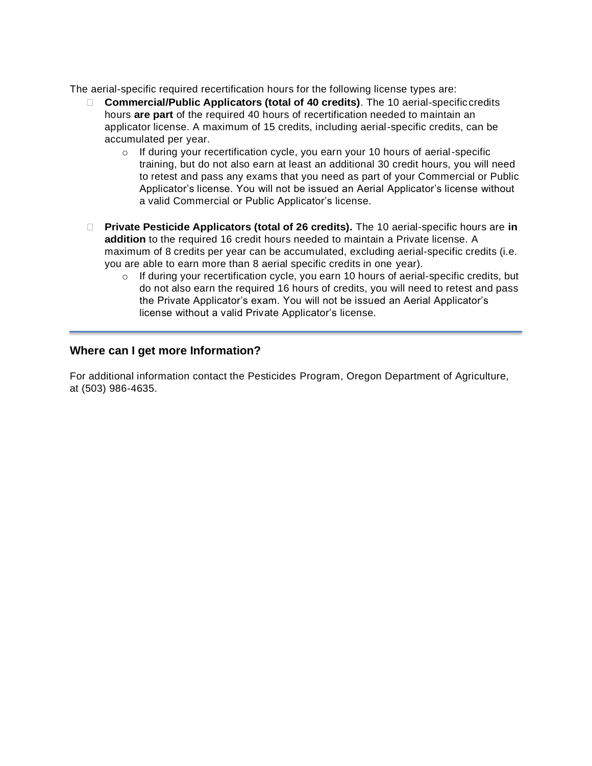The aerial-specific required recertification hours for the following license types are:

- **Commercial/Public Applicators (total of 40 credits)**. The 10 aerial-specific credits hours **are part** of the required 40 hours of recertification needed to maintain an applicator license. A maximum of 15 credits, including aerial-specific credits, can be accumulated per year.
    - If during your recertification cycle, you earn your 10 hours of aerial-specific training, but do not also earn at least an additional 30 credit hours, you will need to retest and pass any exams that you need as part of your Commercial or Public Applicator's license. You will not be issued an Aerial Applicator's license without a valid Commercial or Public Applicator's license.

- **Private Pesticide Applicators (total of 26 credits).** The 10 aerial-specific hours are **in addition** to the required 16 credit hours needed to maintain a Private license. A maximum of 8 credits per year can be accumulated, excluding aerial-specific credits (i.e. you are able to earn more than 8 aerial specific credits in one year).
    - If during your recertification cycle, you earn 10 hours of aerial-specific credits, but do not also earn the required 16 hours of credits, you will need to retest and pass the Private Applicator's exam. You will not be issued an Aerial Applicator's license without a valid Private Applicator's license.

---

## Where can I get more Information?

For additional information contact the Pesticides Program, Oregon Department of Agriculture, at (503) 986-4635.